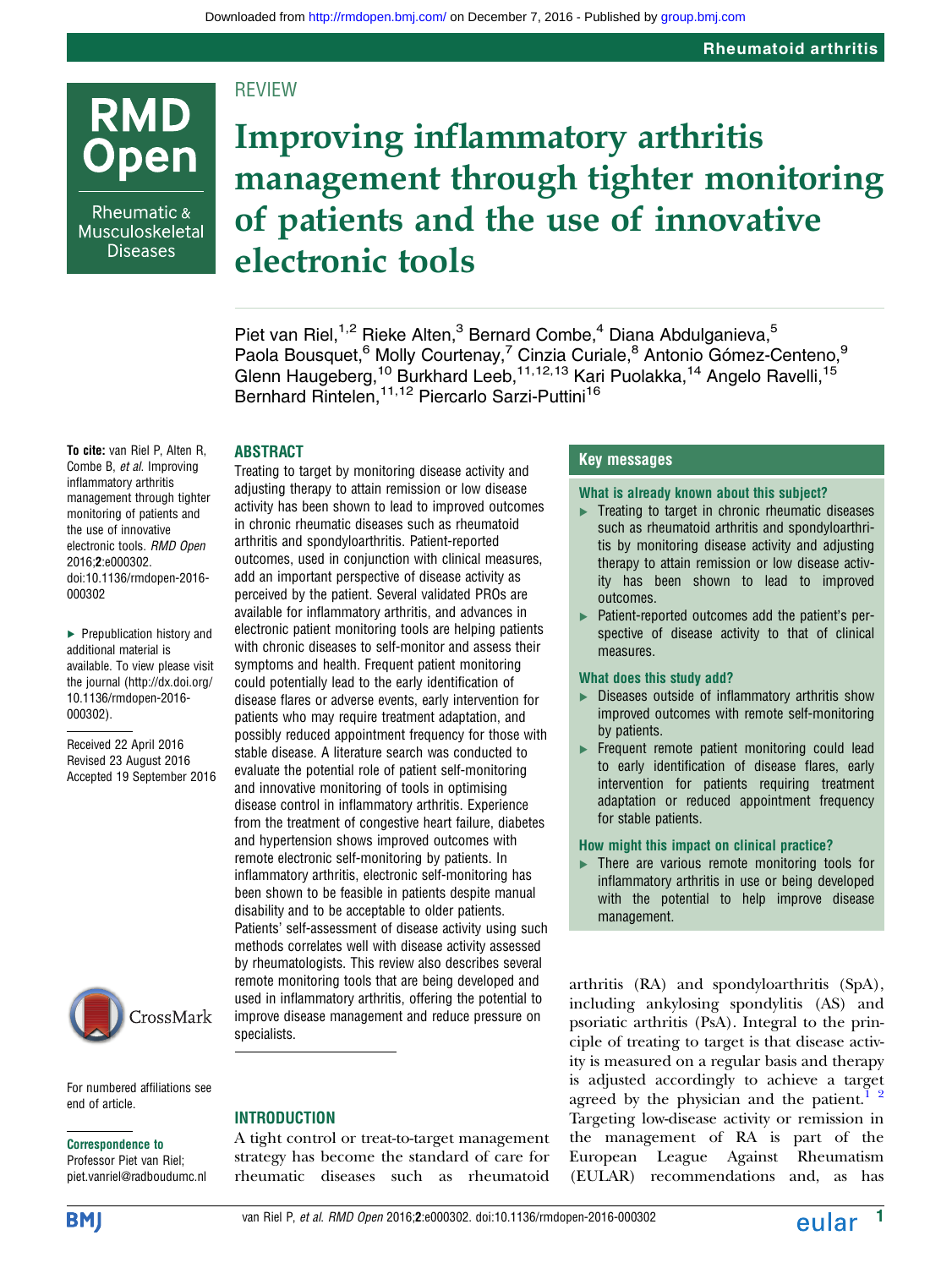REVIEW

# Improving inflammatory arthritis management through tighter monitoring of patients and the use of innovative electronic tools

Piet van Riel,[1,2] Rieke Alten,[3] Bernard Combe,[4] Diana Abdulganieva,[5] Paola Bousquet,[6] Molly Courtenay,[7] Cinzia Curiale,[8] Antonio Gómez-Centeno,[9] Glenn Haugeberg,[10] Burkhard Leeb,[11,12,13] Kari Puolakka,[14] Angelo Ravelli,[15] Bernhard Rintelen,[11,12] Piercarlo Sarzi-Puttini[16]

**To cite:** van Riel P, Alten R, Combe B, *et al*. Improving inflammatory arthritis management through tighter monitoring of patients and the use of innovative electronic tools. *RMD Open* 2016;**2**:e000302. doi:10.1136/rmdopen-2016-000302

▶ Prepublication history and additional material is available. To view please visit the journal (http://dx.doi.org/10.1136/rmdopen-2016-000302).

Received 22 April 2016
Revised 23 August 2016
Accepted 19 September 2016

For numbered affiliations see end of article.

**Correspondence to**
Professor Piet van Riel; piet.vanriel@radboudumc.nl

## ABSTRACT

Treating to target by monitoring disease activity and adjusting therapy to attain remission or low disease activity has been shown to lead to improved outcomes in chronic rheumatic diseases such as rheumatoid arthritis and spondyloarthritis. Patient-reported outcomes, used in conjunction with clinical measures, add an important perspective of disease activity as perceived by the patient. Several validated PROs are available for inflammatory arthritis, and advances in electronic patient monitoring tools are helping patients with chronic diseases to self-monitor and assess their symptoms and health. Frequent patient monitoring could potentially lead to the early identification of disease flares or adverse events, early intervention for patients who may require treatment adaptation, and possibly reduced appointment frequency for those with stable disease. A literature search was conducted to evaluate the potential role of patient self-monitoring and innovative monitoring of tools in optimising disease control in inflammatory arthritis. Experience from the treatment of congestive heart failure, diabetes and hypertension shows improved outcomes with remote electronic self-monitoring by patients. In inflammatory arthritis, electronic self-monitoring has been shown to be feasible in patients despite manual disability and to be acceptable to older patients. Patients' self-assessment of disease activity using such methods correlates well with disease activity assessed by rheumatologists. This review also describes several remote monitoring tools that are being developed and used in inflammatory arthritis, offering the potential to improve disease management and reduce pressure on specialists.

## Key messages

**What is already known about this subject?**

- Treating to target in chronic rheumatic diseases such as rheumatoid arthritis and spondyloarthritis by monitoring disease activity and adjusting therapy to attain remission or low disease activity has been shown to lead to improved outcomes.
- Patient-reported outcomes add the patient's perspective of disease activity to that of clinical measures.

**What does this study add?**

- Diseases outside of inflammatory arthritis show improved outcomes with remote self-monitoring by patients.
- Frequent remote patient monitoring could lead to early identification of disease flares, early intervention for patients requiring treatment adaptation or reduced appointment frequency for stable patients.

**How might this impact on clinical practice?**

- There are various remote monitoring tools for inflammatory arthritis in use or being developed with the potential to help improve disease management.

## INTRODUCTION

A tight control or treat-to-target management strategy has become the standard of care for rheumatic diseases such as rheumatoid arthritis (RA) and spondyloarthritis (SpA), including ankylosing spondylitis (AS) and psoriatic arthritis (PsA). Integral to the principle of treating to target is that disease activity is measured on a regular basis and therapy is adjusted accordingly to achieve a target agreed by the physician and the patient.[1 2] Targeting low-disease activity or remission in the management of RA is part of the European League Against Rheumatism (EULAR) recommendations and, as has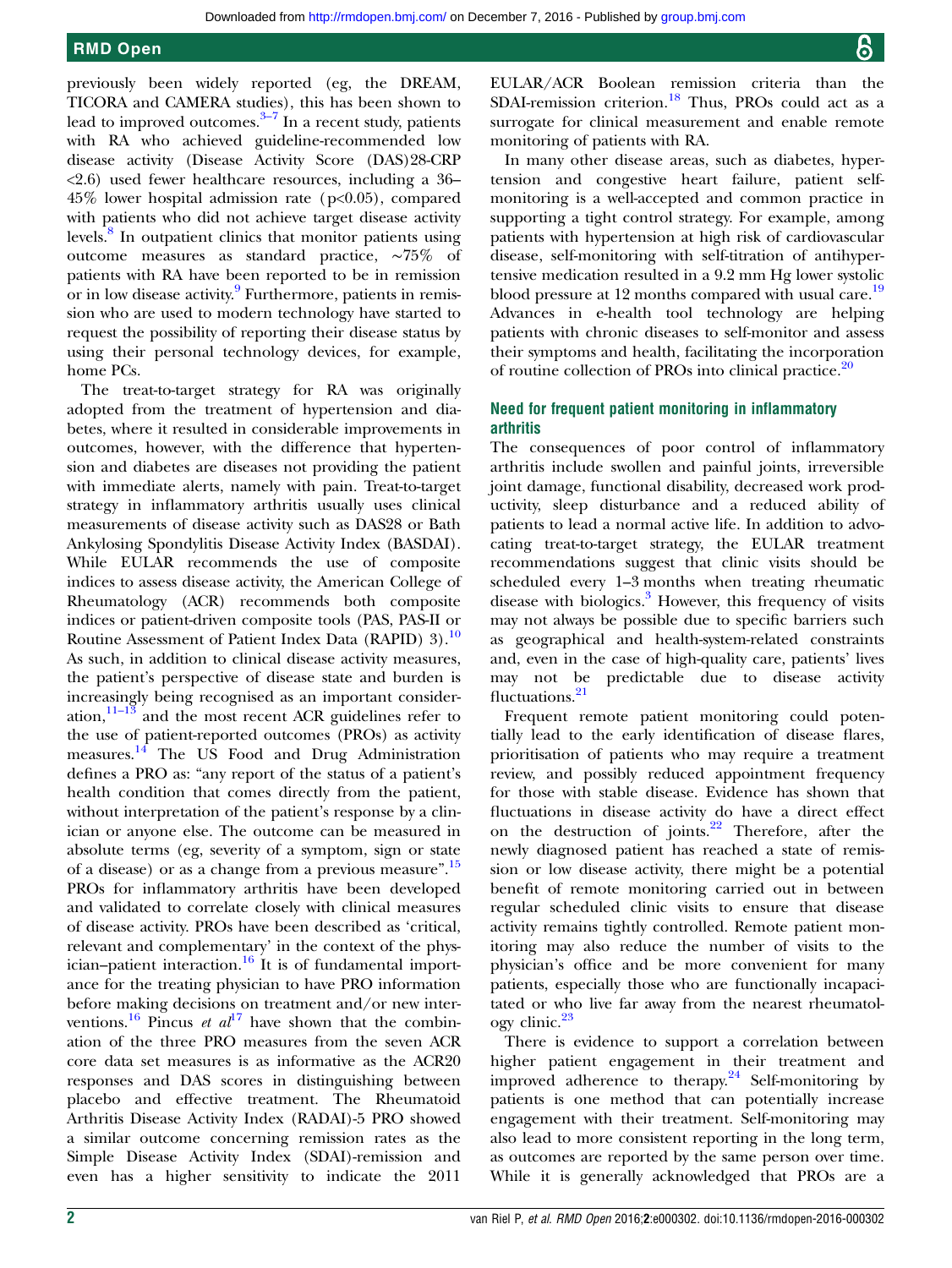previously been widely reported (eg, the DREAM, TICORA and CAMERA studies), this has been shown to lead to improved outcomes.[3–7] In a recent study, patients with RA who achieved guideline-recommended low disease activity (Disease Activity Score (DAS)28-CRP <2.6) used fewer healthcare resources, including a 36–45% lower hospital admission rate ($p<0.05$), compared with patients who did not achieve target disease activity levels.[8] In outpatient clinics that monitor patients using outcome measures as standard practice, ∼75% of patients with RA have been reported to be in remission or in low disease activity.[9] Furthermore, patients in remission who are used to modern technology have started to request the possibility of reporting their disease status by using their personal technology devices, for example, home PCs.

The treat-to-target strategy for RA was originally adopted from the treatment of hypertension and diabetes, where it resulted in considerable improvements in outcomes, however, with the difference that hypertension and diabetes are diseases not providing the patient with immediate alerts, namely with pain. Treat-to-target strategy in inflammatory arthritis usually uses clinical measurements of disease activity such as DAS28 or Bath Ankylosing Spondylitis Disease Activity Index (BASDAI). While EULAR recommends the use of composite indices to assess disease activity, the American College of Rheumatology (ACR) recommends both composite indices or patient-driven composite tools (PAS, PAS-II or Routine Assessment of Patient Index Data (RAPID) 3).[10] As such, in addition to clinical disease activity measures, the patient's perspective of disease state and burden is increasingly being recognised as an important consideration,[11–13] and the most recent ACR guidelines refer to the use of patient-reported outcomes (PROs) as activity measures.[14] The US Food and Drug Administration defines a PRO as: "any report of the status of a patient's health condition that comes directly from the patient, without interpretation of the patient's response by a clinician or anyone else. The outcome can be measured in absolute terms (eg, severity of a symptom, sign or state of a disease) or as a change from a previous measure".[15] PROs for inflammatory arthritis have been developed and validated to correlate closely with clinical measures of disease activity. PROs have been described as 'critical, relevant and complementary' in the context of the physician–patient interaction.[16] It is of fundamental importance for the treating physician to have PRO information before making decisions on treatment and/or new interventions.[16] Pincus *et al*[17] have shown that the combination of the three PRO measures from the seven ACR core data set measures is as informative as the ACR20 responses and DAS scores in distinguishing between placebo and effective treatment. The Rheumatoid Arthritis Disease Activity Index (RADAI)-5 PRO showed a similar outcome concerning remission rates as the Simple Disease Activity Index (SDAI)-remission and even has a higher sensitivity to indicate the 2011 EULAR/ACR Boolean remission criteria than the SDAI-remission criterion.[18] Thus, PROs could act as a surrogate for clinical measurement and enable remote monitoring of patients with RA.

In many other disease areas, such as diabetes, hypertension and congestive heart failure, patient self-monitoring is a well-accepted and common practice in supporting a tight control strategy. For example, among patients with hypertension at high risk of cardiovascular disease, self-monitoring with self-titration of antihypertensive medication resulted in a 9.2 mm Hg lower systolic blood pressure at 12 months compared with usual care.[19] Advances in e-health tool technology are helping patients with chronic diseases to self-monitor and assess their symptoms and health, facilitating the incorporation of routine collection of PROs into clinical practice.[20]

### Need for frequent patient monitoring in inflammatory arthritis

The consequences of poor control of inflammatory arthritis include swollen and painful joints, irreversible joint damage, functional disability, decreased work productivity, sleep disturbance and a reduced ability of patients to lead a normal active life. In addition to advocating treat-to-target strategy, the EULAR treatment recommendations suggest that clinic visits should be scheduled every 1–3 months when treating rheumatic disease with biologics.[3] However, this frequency of visits may not always be possible due to specific barriers such as geographical and health-system-related constraints and, even in the case of high-quality care, patients' lives may not be predictable due to disease activity fluctuations.[21]

Frequent remote patient monitoring could potentially lead to the early identification of disease flares, prioritisation of patients who may require a treatment review, and possibly reduced appointment frequency for those with stable disease. Evidence has shown that fluctuations in disease activity do have a direct effect on the destruction of joints.[22] Therefore, after the newly diagnosed patient has reached a state of remission or low disease activity, there might be a potential benefit of remote monitoring carried out in between regular scheduled clinic visits to ensure that disease activity remains tightly controlled. Remote patient monitoring may also reduce the number of visits to the physician's office and be more convenient for many patients, especially those who are functionally incapacitated or who live far away from the nearest rheumatology clinic.[23]

There is evidence to support a correlation between higher patient engagement in their treatment and improved adherence to therapy.[24] Self-monitoring by patients is one method that can potentially increase engagement with their treatment. Self-monitoring may also lead to more consistent reporting in the long term, as outcomes are reported by the same person over time. While it is generally acknowledged that PROs are a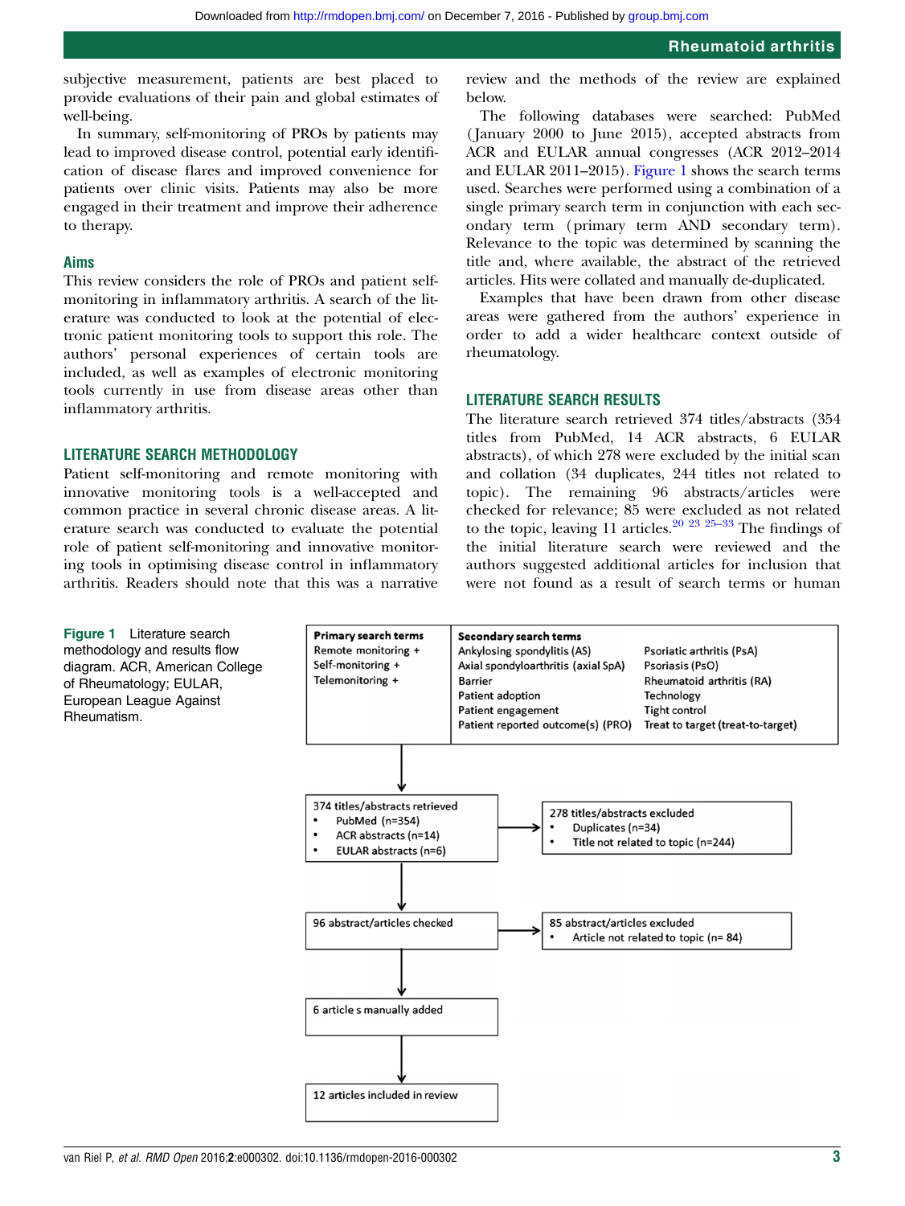subjective measurement, patients are best placed to provide evaluations of their pain and global estimates of well-being.

In summary, self-monitoring of PROs by patients may lead to improved disease control, potential early identification of disease flares and improved convenience for patients over clinic visits. Patients may also be more engaged in their treatment and improve their adherence to therapy.

## Aims

This review considers the role of PROs and patient self-monitoring in inflammatory arthritis. A search of the literature was conducted to look at the potential of electronic patient monitoring tools to support this role. The authors' personal experiences of certain tools are included, as well as examples of electronic monitoring tools currently in use from disease areas other than inflammatory arthritis.

## LITERATURE SEARCH METHODOLOGY

Patient self-monitoring and remote monitoring with innovative monitoring tools is a well-accepted and common practice in several chronic disease areas. A literature search was conducted to evaluate the potential role of patient self-monitoring and innovative monitoring tools in optimising disease control in inflammatory arthritis. Readers should note that this was a narrative review and the methods of the review are explained below.

The following databases were searched: PubMed (January 2000 to June 2015), accepted abstracts from ACR and EULAR annual congresses (ACR 2012–2014 and EULAR 2011–2015). Figure 1 shows the search terms used. Searches were performed using a combination of a single primary search term in conjunction with each secondary term (primary term AND secondary term). Relevance to the topic was determined by scanning the title and, where available, the abstract of the retrieved articles. Hits were collated and manually de-duplicated.

Examples that have been drawn from other disease areas were gathered from the authors' experience in order to add a wider healthcare context outside of rheumatology.

## LITERATURE SEARCH RESULTS

The literature search retrieved 374 titles/abstracts (354 titles from PubMed, 14 ACR abstracts, 6 EULAR abstracts), of which 278 were excluded by the initial scan and collation (34 duplicates, 244 titles not related to topic). The remaining 96 abstracts/articles were checked for relevance; 85 were excluded as not related to the topic, leaving 11 articles.[20 23 25–33] The findings of the initial literature search were reviewed and the authors suggested additional articles for inclusion that were not found as a result of search terms or human

| Primary search terms | Secondary search terms | |
|---|---|---|
| Remote monitoring + | Ankylosing spondylitis (AS) | Psoriatic arthritis (PsA) |
| Self-monitoring + | Axial spondyloarthritis (axial SpA) | Psoriasis (PsO) |
| Telemonitoring + | Barrier | Rheumatoid arthritis (RA) |
| | Patient adoption | Technology |
| | Patient engagement | Tight control |
| | Patient reported outcome(s) (PRO) | Treat to target (treat-to-target) |

374 titles/abstracts retrieved
- PubMed (n=354)
- ACR abstracts (n=14)
- EULAR abstracts (n=6)

→ 278 titles/abstracts excluded
- Duplicates (n=34)
- Title not related to topic (n=244)

96 abstract/articles checked

→ 85 abstract/articles excluded
- Article not related to topic (n= 84)

6 article s manually added

12 articles included in review

**Figure 1** Literature search methodology and results flow diagram. ACR, American College of Rheumatology; EULAR, European League Against Rheumatism.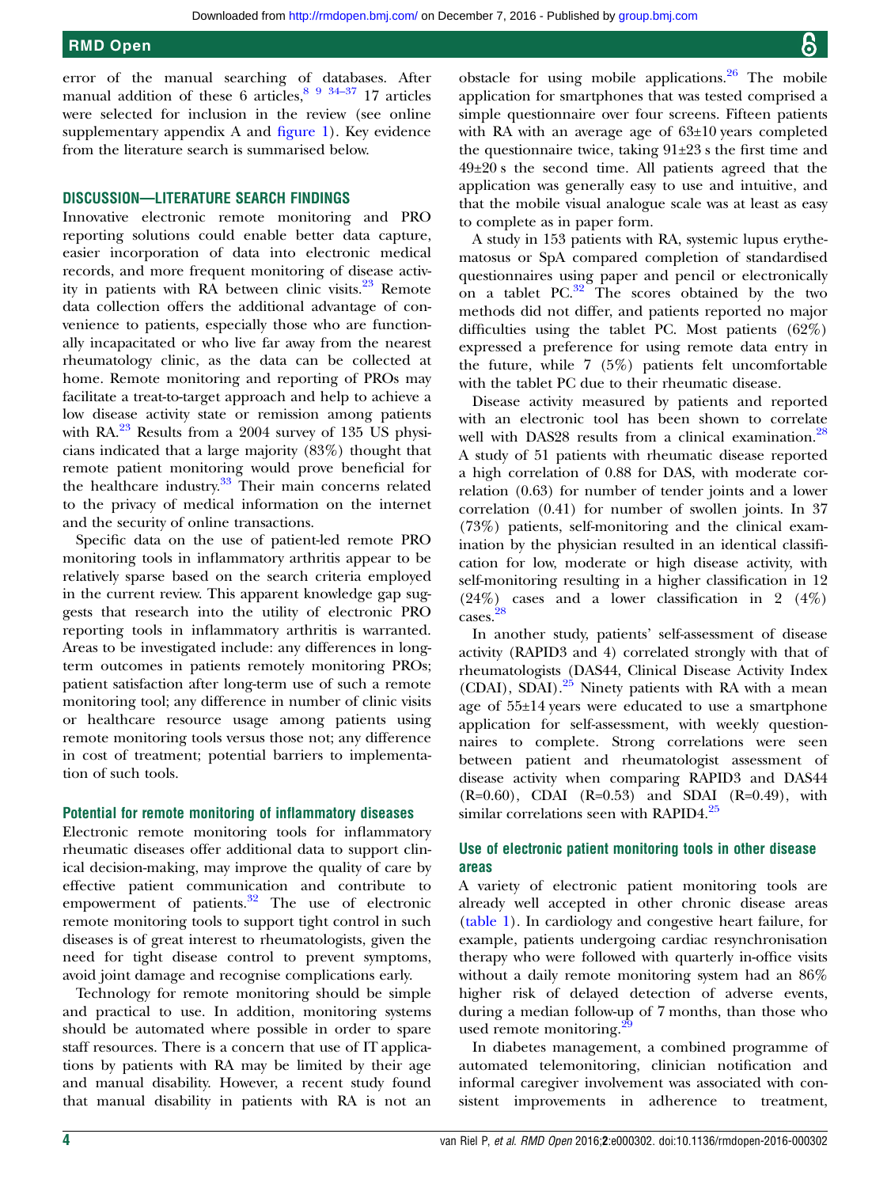error of the manual searching of databases. After manual addition of these 6 articles,[8 9 34–37] 17 articles were selected for inclusion in the review (see online supplementary appendix A and figure 1). Key evidence from the literature search is summarised below.

## DISCUSSION—LITERATURE SEARCH FINDINGS

Innovative electronic remote monitoring and PRO reporting solutions could enable better data capture, easier incorporation of data into electronic medical records, and more frequent monitoring of disease activity in patients with RA between clinic visits.[23] Remote data collection offers the additional advantage of convenience to patients, especially those who are functionally incapacitated or who live far away from the nearest rheumatology clinic, as the data can be collected at home. Remote monitoring and reporting of PROs may facilitate a treat-to-target approach and help to achieve a low disease activity state or remission among patients with RA.[23] Results from a 2004 survey of 135 US physicians indicated that a large majority (83%) thought that remote patient monitoring would prove beneficial for the healthcare industry.[33] Their main concerns related to the privacy of medical information on the internet and the security of online transactions.

Specific data on the use of patient-led remote PRO monitoring tools in inflammatory arthritis appear to be relatively sparse based on the search criteria employed in the current review. This apparent knowledge gap suggests that research into the utility of electronic PRO reporting tools in inflammatory arthritis is warranted. Areas to be investigated include: any differences in long-term outcomes in patients remotely monitoring PROs; patient satisfaction after long-term use of such a remote monitoring tool; any difference in number of clinic visits or healthcare resource usage among patients using remote monitoring tools versus those not; any difference in cost of treatment; potential barriers to implementation of such tools.

### Potential for remote monitoring of inflammatory diseases

Electronic remote monitoring tools for inflammatory rheumatic diseases offer additional data to support clinical decision-making, may improve the quality of care by effective patient communication and contribute to empowerment of patients.[32] The use of electronic remote monitoring tools to support tight control in such diseases is of great interest to rheumatologists, given the need for tight disease control to prevent symptoms, avoid joint damage and recognise complications early.

Technology for remote monitoring should be simple and practical to use. In addition, monitoring systems should be automated where possible in order to spare staff resources. There is a concern that use of IT applications by patients with RA may be limited by their age and manual disability. However, a recent study found that manual disability in patients with RA is not an obstacle for using mobile applications.[26] The mobile application for smartphones that was tested comprised a simple questionnaire over four screens. Fifteen patients with RA with an average age of 63±10 years completed the questionnaire twice, taking 91±23 s the first time and 49±20 s the second time. All patients agreed that the application was generally easy to use and intuitive, and that the mobile visual analogue scale was at least as easy to complete as in paper form.

A study in 153 patients with RA, systemic lupus erythematosus or SpA compared completion of standardised questionnaires using paper and pencil or electronically on a tablet PC.[32] The scores obtained by the two methods did not differ, and patients reported no major difficulties using the tablet PC. Most patients (62%) expressed a preference for using remote data entry in the future, while 7 (5%) patients felt uncomfortable with the tablet PC due to their rheumatic disease.

Disease activity measured by patients and reported with an electronic tool has been shown to correlate well with DAS28 results from a clinical examination.[28] A study of 51 patients with rheumatic disease reported a high correlation of 0.88 for DAS, with moderate correlation (0.63) for number of tender joints and a lower correlation (0.41) for number of swollen joints. In 37 (73%) patients, self-monitoring and the clinical examination by the physician resulted in an identical classification for low, moderate or high disease activity, with self-monitoring resulting in a higher classification in 12 (24%) cases and a lower classification in 2 (4%) cases.[28]

In another study, patients' self-assessment of disease activity (RAPID3 and 4) correlated strongly with that of rheumatologists (DAS44, Clinical Disease Activity Index (CDAI), SDAI).[25] Ninety patients with RA with a mean age of 55±14 years were educated to use a smartphone application for self-assessment, with weekly questionnaires to complete. Strong correlations were seen between patient and rheumatologist assessment of disease activity when comparing RAPID3 and DAS44 (R=0.60), CDAI (R=0.53) and SDAI (R=0.49), with similar correlations seen with RAPID4.[25]

### Use of electronic patient monitoring tools in other disease areas

A variety of electronic patient monitoring tools are already well accepted in other chronic disease areas (table 1). In cardiology and congestive heart failure, for example, patients undergoing cardiac resynchronisation therapy who were followed with quarterly in-office visits without a daily remote monitoring system had an 86% higher risk of delayed detection of adverse events, during a median follow-up of 7 months, than those who used remote monitoring.[29]

In diabetes management, a combined programme of automated telemonitoring, clinician notification and informal caregiver involvement was associated with consistent improvements in adherence to treatment,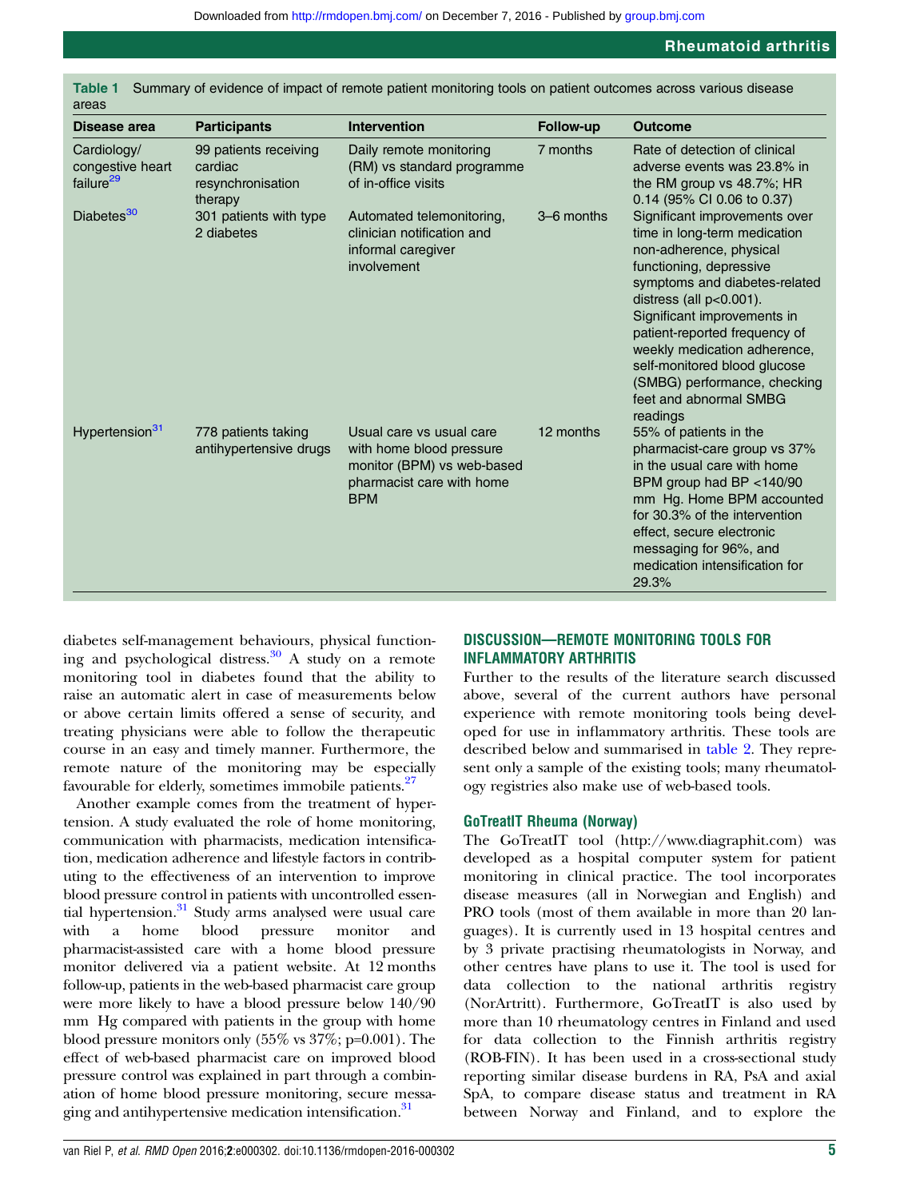**Table 1** Summary of evidence of impact of remote patient monitoring tools on patient outcomes across various disease areas

| Disease area | Participants | Intervention | Follow-up | Outcome |
|---|---|---|---|---|
| Cardiology/congestive heart failure[29] | 99 patients receiving cardiac resynchronisation therapy | Daily remote monitoring (RM) vs standard programme of in-office visits | 7 months | Rate of detection of clinical adverse events was 23.8% in the RM group vs 48.7%; HR 0.14 (95% CI 0.06 to 0.37) |
| Diabetes[30] | 301 patients with type 2 diabetes | Automated telemonitoring, clinician notification and informal caregiver involvement | 3–6 months | Significant improvements over time in long-term medication non-adherence, physical functioning, depressive symptoms and diabetes-related distress (all p<0.001). Significant improvements in patient-reported frequency of weekly medication adherence, self-monitored blood glucose (SMBG) performance, checking feet and abnormal SMBG readings |
| Hypertension[31] | 778 patients taking antihypertensive drugs | Usual care vs usual care with home blood pressure monitor (BPM) vs web-based pharmacist care with home BPM | 12 months | 55% of patients in the pharmacist-care group vs 37% in the usual care with home BPM group had BP <140/90 mm Hg. Home BPM accounted for 30.3% of the intervention effect, secure electronic messaging for 96%, and medication intensification for 29.3% |

diabetes self-management behaviours, physical functioning and psychological distress.[30] A study on a remote monitoring tool in diabetes found that the ability to raise an automatic alert in case of measurements below or above certain limits offered a sense of security, and treating physicians were able to follow the therapeutic course in an easy and timely manner. Furthermore, the remote nature of the monitoring may be especially favourable for elderly, sometimes immobile patients.[27]

Another example comes from the treatment of hypertension. A study evaluated the role of home monitoring, communication with pharmacists, medication intensification, medication adherence and lifestyle factors in contributing to the effectiveness of an intervention to improve blood pressure control in patients with uncontrolled essential hypertension.[31] Study arms analysed were usual care with a home blood pressure monitor and pharmacist-assisted care with a home blood pressure monitor delivered via a patient website. At 12 months follow-up, patients in the web-based pharmacist care group were more likely to have a blood pressure below 140/90 mm Hg compared with patients in the group with home blood pressure monitors only (55% vs 37%; p=0.001). The effect of web-based pharmacist care on improved blood pressure control was explained in part through a combination of home blood pressure monitoring, secure messaging and antihypertensive medication intensification.[31]

## DISCUSSION—REMOTE MONITORING TOOLS FOR INFLAMMATORY ARTHRITIS

Further to the results of the literature search discussed above, several of the current authors have personal experience with remote monitoring tools being developed for use in inflammatory arthritis. These tools are described below and summarised in table 2. They represent only a sample of the existing tools; many rheumatology registries also make use of web-based tools.

### GoTreatIT Rheuma (Norway)

The GoTreatIT tool (http://www.diagraphit.com) was developed as a hospital computer system for patient monitoring in clinical practice. The tool incorporates disease measures (all in Norwegian and English) and PRO tools (most of them available in more than 20 languages). It is currently used in 13 hospital centres and by 3 private practising rheumatologists in Norway, and other centres have plans to use it. The tool is used for data collection to the national arthritis registry (NorArtritt). Furthermore, GoTreatIT is also used by more than 10 rheumatology centres in Finland and used for data collection to the Finnish arthritis registry (ROB-FIN). It has been used in a cross-sectional study reporting similar disease burdens in RA, PsA and axial SpA, to compare disease status and treatment in RA between Norway and Finland, and to explore the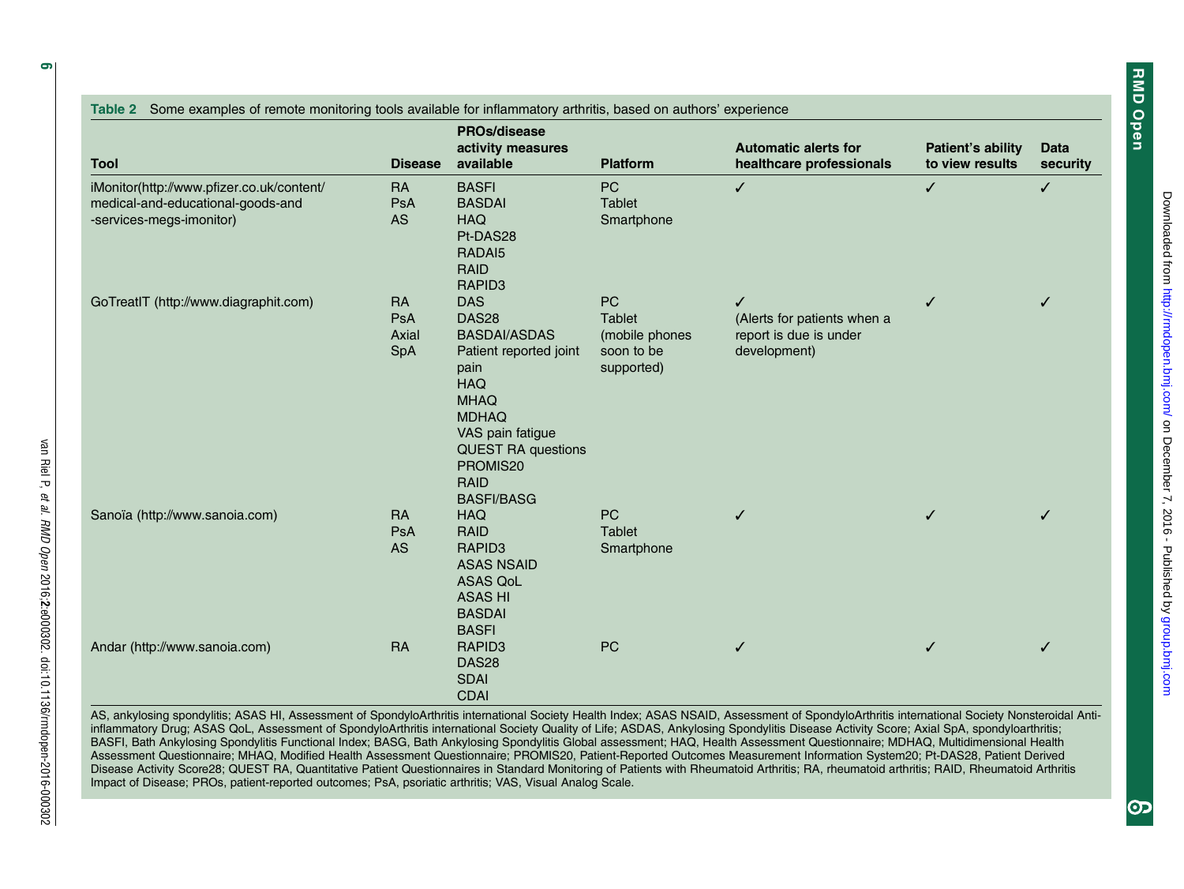**Table 2** Some examples of remote monitoring tools available for inflammatory arthritis, based on authors' experience

| Tool | Disease | PROs/disease activity measures available | Platform | Automatic alerts for healthcare professionals | Patient's ability to view results | Data security |
|---|---|---|---|---|---|---|
| iMonitor(http://www.pfizer.co.uk/content/medical-and-educational-goods-and-services-megs-imonitor) | RA<br>PsA<br>AS | BASFI<br>BASDAI<br>HAQ<br>Pt-DAS28<br>RADAI5<br>RAID<br>RAPID3 | PC<br>Tablet<br>Smartphone | ✓ | ✓ | ✓ |
| GoTreatIT (http://www.diagraphit.com) | RA<br>PsA<br>Axial SpA | DAS<br>DAS28<br>BASDAI/ASDAS<br>Patient reported joint pain<br>HAQ<br>MHAQ<br>MDHAQ<br>VAS pain fatigue<br>QUEST RA questions<br>PROMIS20<br>RAID<br>BASFI/BASG | PC<br>Tablet<br>(mobile phones soon to be supported) | ✓<br>(Alerts for patients when a report is due is under development) | ✓ | ✓ |
| Sanoïa (http://www.sanoia.com) | RA<br>PsA<br>AS | HAQ<br>RAID<br>RAPID3<br>ASAS NSAID<br>ASAS QoL<br>ASAS HI<br>BASDAI<br>BASFI | PC<br>Tablet<br>Smartphone | ✓ | ✓ | ✓ |
| Andar (http://www.sanoia.com) | RA | RAPID3<br>DAS28<br>SDAI<br>CDAI | PC | ✓ | ✓ | ✓ |

AS, ankylosing spondylitis; ASAS HI, Assessment of SpondyloArthritis international Society Health Index; ASAS NSAID, Assessment of SpondyloArthritis international Society Nonsteroidal Anti-inflammatory Drug; ASAS QoL, Assessment of SpondyloArthritis international Society Quality of Life; ASDAS, Ankylosing Spondylitis Disease Activity Score; Axial SpA, spondyloarthritis; BASFI, Bath Ankylosing Spondylitis Functional Index; BASG, Bath Ankylosing Spondylitis Global assessment; HAQ, Health Assessment Questionnaire; MDHAQ, Multidimensional Health Assessment Questionnaire; MHAQ, Modified Health Assessment Questionnaire; PROMIS20, Patient-Reported Outcomes Measurement Information System20; Pt-DAS28, Patient Derived Disease Activity Score28; QUEST RA, Quantitative Patient Questionnaires in Standard Monitoring of Patients with Rheumatoid Arthritis; RA, rheumatoid arthritis; RAID, Rheumatoid Arthritis Impact of Disease; PROs, patient-reported outcomes; PsA, psoriatic arthritis; VAS, Visual Analog Scale.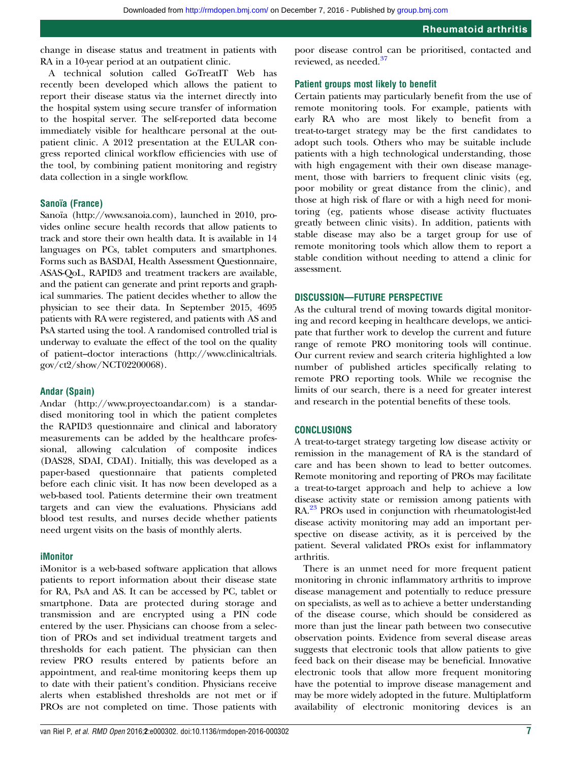change in disease status and treatment in patients with RA in a 10-year period at an outpatient clinic.

A technical solution called GoTreatIT Web has recently been developed which allows the patient to report their disease status via the internet directly into the hospital system using secure transfer of information to the hospital server. The self-reported data become immediately visible for healthcare personal at the outpatient clinic. A 2012 presentation at the EULAR congress reported clinical workflow efficiencies with use of the tool, by combining patient monitoring and registry data collection in a single workflow.

### Sanoïa (France)

Sanoïa (http://www.sanoia.com), launched in 2010, provides online secure health records that allow patients to track and store their own health data. It is available in 14 languages on PCs, tablet computers and smartphones. Forms such as BASDAI, Health Assessment Questionnaire, ASAS-QoL, RAPID3 and treatment trackers are available, and the patient can generate and print reports and graphical summaries. The patient decides whether to allow the physician to see their data. In September 2015, 4695 patients with RA were registered, and patients with AS and PsA started using the tool. A randomised controlled trial is underway to evaluate the effect of the tool on the quality of patient–doctor interactions (http://www.clinicaltrials.gov/ct2/show/NCT02200068).

### Andar (Spain)

Andar (http://www.proyectoandar.com) is a standardised monitoring tool in which the patient completes the RAPID3 questionnaire and clinical and laboratory measurements can be added by the healthcare professional, allowing calculation of composite indices (DAS28, SDAI, CDAI). Initially, this was developed as a paper-based questionnaire that patients completed before each clinic visit. It has now been developed as a web-based tool. Patients determine their own treatment targets and can view the evaluations. Physicians add blood test results, and nurses decide whether patients need urgent visits on the basis of monthly alerts.

### iMonitor

iMonitor is a web-based software application that allows patients to report information about their disease state for RA, PsA and AS. It can be accessed by PC, tablet or smartphone. Data are protected during storage and transmission and are encrypted using a PIN code entered by the user. Physicians can choose from a selection of PROs and set individual treatment targets and thresholds for each patient. The physician can then review PRO results entered by patients before an appointment, and real-time monitoring keeps them up to date with their patient's condition. Physicians receive alerts when established thresholds are not met or if PROs are not completed on time. Those patients with poor disease control can be prioritised, contacted and reviewed, as needed.[37]

### Patient groups most likely to benefit

Certain patients may particularly benefit from the use of remote monitoring tools. For example, patients with early RA who are most likely to benefit from a treat-to-target strategy may be the first candidates to adopt such tools. Others who may be suitable include patients with a high technological understanding, those with high engagement with their own disease management, those with barriers to frequent clinic visits (eg, poor mobility or great distance from the clinic), and those at high risk of flare or with a high need for monitoring (eg, patients whose disease activity fluctuates greatly between clinic visits). In addition, patients with stable disease may also be a target group for use of remote monitoring tools which allow them to report a stable condition without needing to attend a clinic for assessment.

## DISCUSSION—FUTURE PERSPECTIVE

As the cultural trend of moving towards digital monitoring and record keeping in healthcare develops, we anticipate that further work to develop the current and future range of remote PRO monitoring tools will continue. Our current review and search criteria highlighted a low number of published articles specifically relating to remote PRO reporting tools. While we recognise the limits of our search, there is a need for greater interest and research in the potential benefits of these tools.

## CONCLUSIONS

A treat-to-target strategy targeting low disease activity or remission in the management of RA is the standard of care and has been shown to lead to better outcomes. Remote monitoring and reporting of PROs may facilitate a treat-to-target approach and help to achieve a low disease activity state or remission among patients with RA.[23] PROs used in conjunction with rheumatologist-led disease activity monitoring may add an important perspective on disease activity, as it is perceived by the patient. Several validated PROs exist for inflammatory arthritis.

There is an unmet need for more frequent patient monitoring in chronic inflammatory arthritis to improve disease management and potentially to reduce pressure on specialists, as well as to achieve a better understanding of the disease course, which should be considered as more than just the linear path between two consecutive observation points. Evidence from several disease areas suggests that electronic tools that allow patients to give feed back on their disease may be beneficial. Innovative electronic tools that allow more frequent monitoring have the potential to improve disease management and may be more widely adopted in the future. Multiplatform availability of electronic monitoring devices is an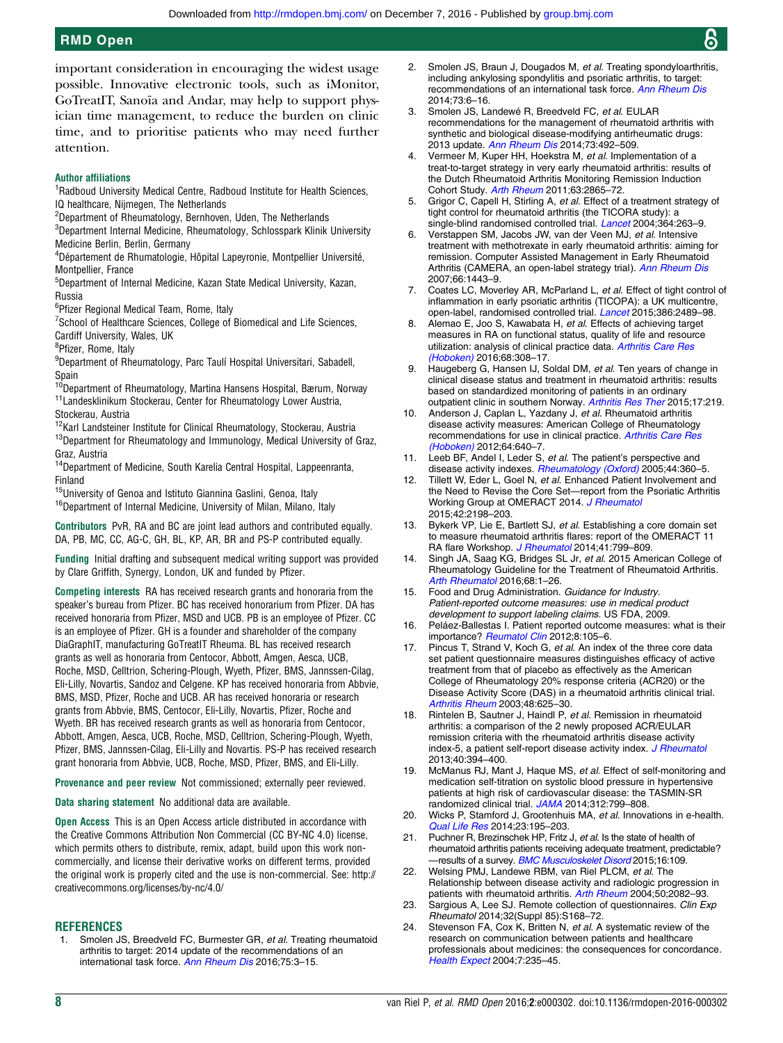important consideration in encouraging the widest usage possible. Innovative electronic tools, such as iMonitor, GoTreatIT, Sanoïa and Andar, may help to support physician time management, to reduce the burden on clinic time, and to prioritise patients who may need further attention.

**Author affiliations**
[1]Radboud University Medical Centre, Radboud Institute for Health Sciences, IQ healthcare, Nijmegen, The Netherlands
[2]Department of Rheumatology, Bernhoven, Uden, The Netherlands
[3]Department Internal Medicine, Rheumatology, Schlosspark Klinik University Medicine Berlin, Berlin, Germany
[4]Département de Rhumatologie, Hôpital Lapeyronie, Montpellier Université, Montpellier, France
[5]Department of Internal Medicine, Kazan State Medical University, Kazan, Russia
[6]Pfizer Regional Medical Team, Rome, Italy
[7]School of Healthcare Sciences, College of Biomedical and Life Sciences, Cardiff University, Wales, UK
[8]Pfizer, Rome, Italy
[9]Department of Rheumatology, Parc Taulí Hospital Universitari, Sabadell, Spain
[10]Department of Rheumatology, Martina Hansens Hospital, Bærum, Norway
[11]Landesklinikum Stockerau, Center for Rheumatology Lower Austria, Stockerau, Austria
[12]Karl Landsteiner Institute for Clinical Rheumatology, Stockerau, Austria
[13]Department for Rheumatology and Immunology, Medical University of Graz, Graz, Austria
[14]Department of Medicine, South Karelia Central Hospital, Lappeenranta, Finland
[15]University of Genoa and Istituto Giannina Gaslini, Genoa, Italy
[16]Department of Internal Medicine, University of Milan, Milano, Italy

**Contributors** PvR, RA and BC are joint lead authors and contributed equally. DA, PB, MC, CC, AG-C, GH, BL, KP, AR, BR and PS-P contributed equally.

**Funding** Initial drafting and subsequent medical writing support was provided by Clare Griffith, Synergy, London, UK and funded by Pfizer.

**Competing interests** RA has received research grants and honoraria from the speaker's bureau from Pfizer. BC has received honorarium from Pfizer. DA has received honoraria from Pfizer, MSD and UCB. PB is an employee of Pfizer. CC is an employee of Pfizer. GH is a founder and shareholder of the company DiaGraphIT, manufacturing GoTreatIT Rheuma. BL has received research grants as well as honoraria from Centocor, Abbott, Amgen, Aesca, UCB, Roche, MSD, Celltrion, Schering-Plough, Wyeth, Pfizer, BMS, Jannssen-Cilag, Eli-Lilly, Novartis, Sandoz and Celgene. KP has received honoraria from Abbvie, BMS, MSD, Pfizer, Roche and UCB. AR has received honoraria or research grants from Abbvie, BMS, Centocor, Eli-Lilly, Novartis, Pfizer, Roche and Wyeth. BR has received research grants as well as honoraria from Centocor, Abbott, Amgen, Aesca, UCB, Roche, MSD, Celltrion, Schering-Plough, Wyeth, Pfizer, BMS, Jannssen-Cilag, Eli-Lilly and Novartis. PS-P has received research grant honoraria from Abbvie, UCB, Roche, MSD, Pfizer, BMS, and Eli-Lilly.

**Provenance and peer review** Not commissioned; externally peer reviewed.

**Data sharing statement** No additional data are available.

**Open Access** This is an Open Access article distributed in accordance with the Creative Commons Attribution Non Commercial (CC BY-NC 4.0) license, which permits others to distribute, remix, adapt, build upon this work non-commercially, and license their derivative works on different terms, provided the original work is properly cited and the use is non-commercial. See: http://creativecommons.org/licenses/by-nc/4.0/

## REFERENCES

1. Smolen JS, Breedveld FC, Burmester GR, *et al*. Treating rheumatoid arthritis to target: 2014 update of the recommendations of an international task force. *Ann Rheum Dis* 2016;75:3–15.
2. Smolen JS, Braun J, Dougados M, *et al*. Treating spondyloarthritis, including ankylosing spondylitis and psoriatic arthritis, to target: recommendations of an international task force. *Ann Rheum Dis* 2014;73:6–16.
3. Smolen JS, Landewé R, Breedveld FC, *et al*. EULAR recommendations for the management of rheumatoid arthritis with synthetic and biological disease-modifying antirheumatic drugs: 2013 update. *Ann Rheum Dis* 2014;73:492–509.
4. Vermeer M, Kuper HH, Hoekstra M, *et al*. Implementation of a treat-to-target strategy in very early rheumatoid arthritis: results of the Dutch Rheumatoid Arthritis Monitoring Remission Induction Cohort Study. *Arth Rheum* 2011;63:2865–72.
5. Grigor C, Capell H, Stirling A, *et al*. Effect of a treatment strategy of tight control for rheumatoid arthritis (the TICORA study): a single-blind randomised controlled trial. *Lancet* 2004;364:263–9.
6. Verstappen SM, Jacobs JW, van der Veen MJ, *et al*. Intensive treatment with methotrexate in early rheumatoid arthritis: aiming for remission. Computer Assisted Management in Early Rheumatoid Arthritis (CAMERA, an open-label strategy trial). *Ann Rheum Dis* 2007;66:1443–9.
7. Coates LC, Moverley AR, McParland L, *et al*. Effect of tight control of inflammation in early psoriatic arthritis (TICOPA): a UK multicentre, open-label, randomised controlled trial. *Lancet* 2015;386:2489–98.
8. Alemao E, Joo S, Kawabata H, *et al*. Effects of achieving target measures in RA on functional status, quality of life and resource utilization: analysis of clinical practice data. *Arthritis Care Res (Hoboken)* 2016;68:308–17.
9. Haugeberg G, Hansen IJ, Soldal DM, *et al*. Ten years of change in clinical disease status and treatment in rheumatoid arthritis: results based on standardized monitoring of patients in an ordinary outpatient clinic in southern Norway. *Arthritis Res Ther* 2015;17:219.
10. Anderson J, Caplan L, Yazdany J, *et al*. Rheumatoid arthritis disease activity measures: American College of Rheumatology recommendations for use in clinical practice. *Arthritis Care Res (Hoboken)* 2012;64:640–7.
11. Leeb BF, Andel I, Leder S, *et al*. The patient's perspective and disease activity indexes. *Rheumatology (Oxford)* 2005;44:360–5.
12. Tillett W, Eder L, Goel N, *et al*. Enhanced Patient Involvement and the Need to Revise the Core Set—report from the Psoriatic Arthritis Working Group at OMERACT 2014. *J Rheumatol* 2015;42:2198–203.
13. Bykerk VP, Lie E, Bartlett SJ, *et al*. Establishing a core domain set to measure rheumatoid arthritis flares: report of the OMERACT 11 RA flare Workshop. *J Rheumatol* 2014;41:799–809.
14. Singh JA, Saag KG, Bridges SL Jr, *et al*. 2015 American College of Rheumatology Guideline for the Treatment of Rheumatoid Arthritis. *Arth Rheumatol* 2016;68:1–26.
15. Food and Drug Administration. *Guidance for Industry. Patient-reported outcome measures: use in medical product development to support labeling claims.* US FDA, 2009.
16. Peláez-Ballestas I. Patient reported outcome measures: what is their importance? *Reumatol Clin* 2012;8:105–6.
17. Pincus T, Strand V, Koch G, *et al*. An index of the three core data set patient questionnaire measures distinguishes efficacy of active treatment from that of placebo as effectively as the American College of Rheumatology 20% response criteria (ACR20) or the Disease Activity Score (DAS) in a rheumatoid arthritis clinical trial. *Arthritis Rheum* 2003;48:625–30.
18. Rintelen B, Sautner J, Haindl P, *et al*. Remission in rheumatoid arthritis: a comparison of the 2 newly proposed ACR/EULAR remission criteria with the rheumatoid arthritis disease activity index-5, a patient self-report disease activity index. *J Rheumatol* 2013;40:394–400.
19. McManus RJ, Mant J, Haque MS, *et al*. Effect of self-monitoring and medication self-titration on systolic blood pressure in hypertensive patients at high risk of cardiovascular disease: the TASMIN-SR randomized clinical trial. *JAMA* 2014;312:799–808.
20. Wicks P, Stamford J, Grootenhuis MA, *et al*. Innovations in e-health. *Qual Life Res* 2014;23:195–203.
21. Puchner R, Brezinschek HP, Fritz J, *et al*. Is the state of health of rheumatoid arthritis patients receiving adequate treatment, predictable?—results of a survey. *BMC Musculoskelet Disord* 2015;16:109.
22. Welsing PMJ, Landewe RBM, van Riel PLCM, *et al*. The Relationship between disease activity and radiologic progression in patients with rheumatoid arthritis. *Arth Rheum* 2004;50;2082–93.
23. Sargious A, Lee SJ. Remote collection of questionnaires. *Clin Exp Rheumatol* 2014;32(Suppl 85):S168–72.
24. Stevenson FA, Cox K, Britten N, *et al*. A systematic review of the research on communication between patients and healthcare professionals about medicines: the consequences for concordance. *Health Expect* 2004;7:235–45.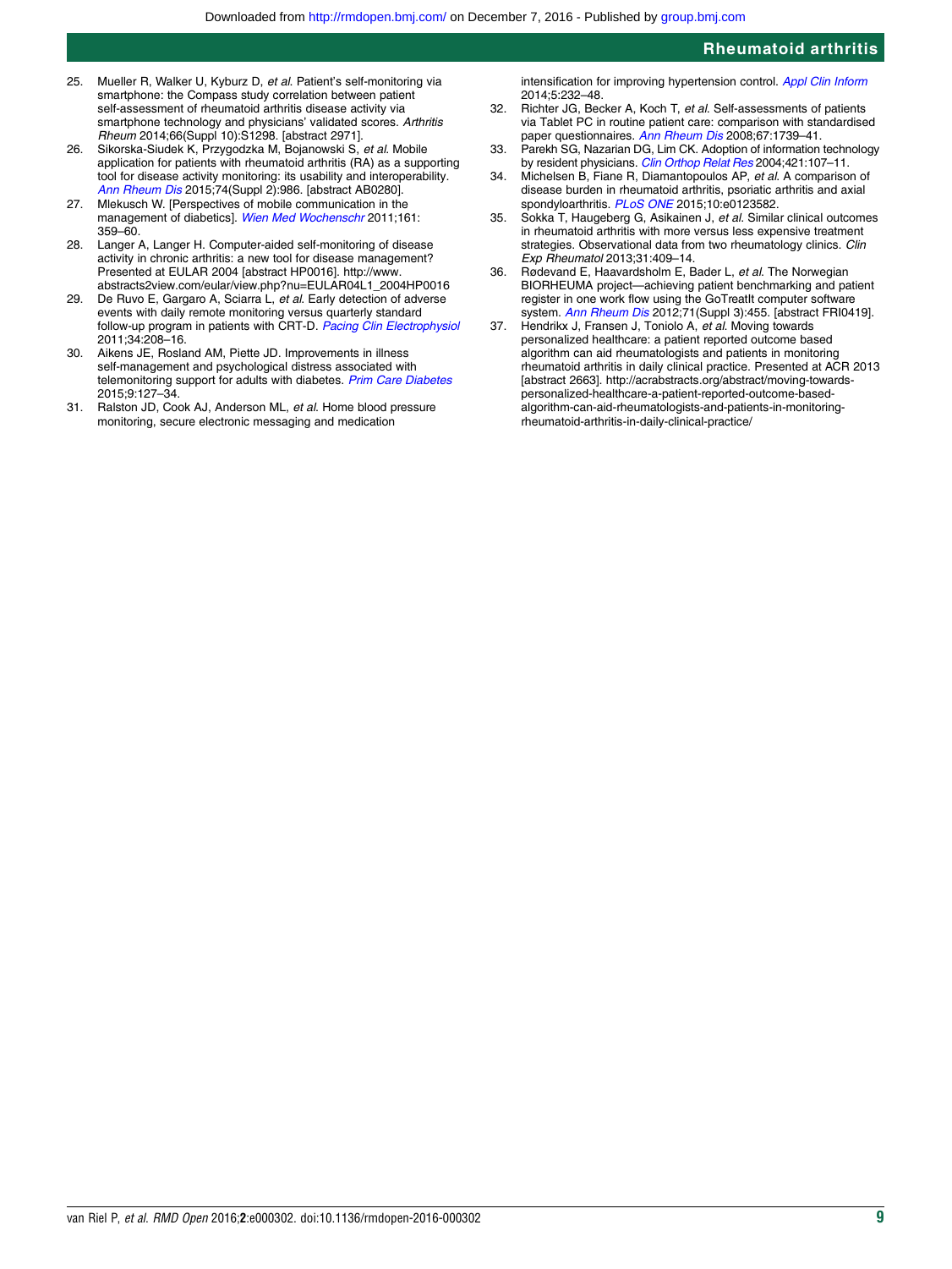25. Mueller R, Walker U, Kyburz D, *et al*. Patient's self-monitoring via smartphone: the Compass study correlation between patient self-assessment of rheumatoid arthritis disease activity via smartphone technology and physicians' validated scores. *Arthritis Rheum* 2014;66(Suppl 10):S1298. [abstract 2971].
26. Sikorska-Siudek K, Przygodzka M, Bojanowski S, *et al*. Mobile application for patients with rheumatoid arthritis (RA) as a supporting tool for disease activity monitoring: its usability and interoperability. *Ann Rheum Dis* 2015;74(Suppl 2):986. [abstract AB0280].
27. Mlekusch W. [Perspectives of mobile communication in the management of diabetics]. *Wien Med Wochenschr* 2011;161: 359–60.
28. Langer A, Langer H. Computer-aided self-monitoring of disease activity in chronic arthritis: a new tool for disease management? Presented at EULAR 2004 [abstract HP0016]. http://www.abstracts2view.com/eular/view.php?nu=EULAR04L1_2004HP0016
29. De Ruvo E, Gargaro A, Sciarra L, *et al*. Early detection of adverse events with daily remote monitoring versus quarterly standard follow-up program in patients with CRT-D. *Pacing Clin Electrophysiol* 2011;34:208–16.
30. Aikens JE, Rosland AM, Piette JD. Improvements in illness self-management and psychological distress associated with telemonitoring support for adults with diabetes. *Prim Care Diabetes* 2015;9:127–34.
31. Ralston JD, Cook AJ, Anderson ML, *et al*. Home blood pressure monitoring, secure electronic messaging and medication intensification for improving hypertension control. *Appl Clin Inform* 2014;5:232–48.
32. Richter JG, Becker A, Koch T, *et al*. Self-assessments of patients via Tablet PC in routine patient care: comparison with standardised paper questionnaires. *Ann Rheum Dis* 2008;67:1739–41.
33. Parekh SG, Nazarian DG, Lim CK. Adoption of information technology by resident physicians. *Clin Orthop Relat Res* 2004;421:107–11.
34. Michelsen B, Fiane R, Diamantopoulos AP, *et al*. A comparison of disease burden in rheumatoid arthritis, psoriatic arthritis and axial spondyloarthritis. *PLoS ONE* 2015;10:e0123582.
35. Sokka T, Haugeberg G, Asikainen J, *et al*. Similar clinical outcomes in rheumatoid arthritis with more versus less expensive treatment strategies. Observational data from two rheumatology clinics. *Clin Exp Rheumatol* 2013;31:409–14.
36. Rødevand E, Haavardsholm E, Bader L, *et al*. The Norwegian BIORHEUMA project—achieving patient benchmarking and patient register in one work flow using the GoTreatIt computer software system. *Ann Rheum Dis* 2012;71(Suppl 3):455. [abstract FRI0419].
37. Hendrikx J, Fransen J, Toniolo A, *et al*. Moving towards personalized healthcare: a patient reported outcome based algorithm can aid rheumatologists and patients in monitoring rheumatoid arthritis in daily clinical practice. Presented at ACR 2013 [abstract 2663]. http://acrabstracts.org/abstract/moving-towards-personalized-healthcare-a-patient-reported-outcome-based-algorithm-can-aid-rheumatologists-and-patients-in-monitoring-rheumatoid-arthritis-in-daily-clinical-practice/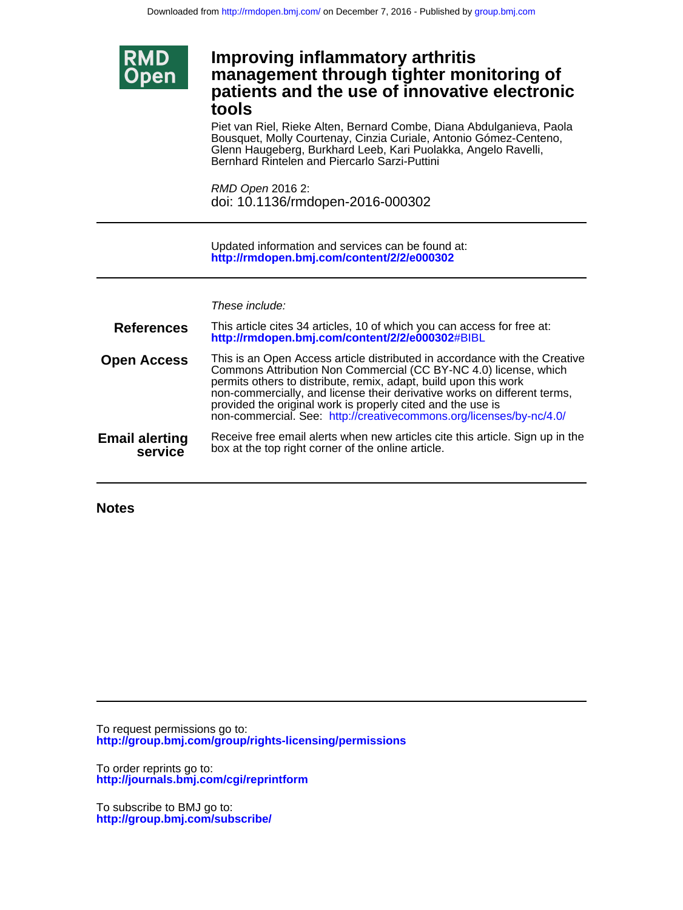Downloaded from http://rmdopen.bmj.com/ on December 7, 2016 - Published by group.bmj.com

RMD Open

# Improving inflammatory arthritis management through tighter monitoring of patients and the use of innovative electronic tools

Piet van Riel, Rieke Alten, Bernard Combe, Diana Abdulganieva, Paola Bousquet, Molly Courtenay, Cinzia Curiale, Antonio Gómez-Centeno, Glenn Haugeberg, Burkhard Leeb, Kari Puolakka, Angelo Ravelli, Bernhard Rintelen and Piercarlo Sarzi-Puttini

*RMD Open* 2016 2:
doi: 10.1136/rmdopen-2016-000302

Updated information and services can be found at:
**http://rmdopen.bmj.com/content/2/2/e000302**

*These include:*

**References**
This article cites 34 articles, 10 of which you can access for free at:
**http://rmdopen.bmj.com/content/2/2/e000302**#BIBL

**Open Access**
This is an Open Access article distributed in accordance with the Creative Commons Attribution Non Commercial (CC BY-NC 4.0) license, which permits others to distribute, remix, adapt, build upon this work non-commercially, and license their derivative works on different terms, provided the original work is properly cited and the use is non-commercial. See: http://creativecommons.org/licenses/by-nc/4.0/

**Email alerting service**
Receive free email alerts when new articles cite this article. Sign up in the box at the top right corner of the online article.

## Notes

To request permissions go to:
**http://group.bmj.com/group/rights-licensing/permissions**

To order reprints go to:
**http://journals.bmj.com/cgi/reprintform**

To subscribe to BMJ go to:
**http://group.bmj.com/subscribe/**